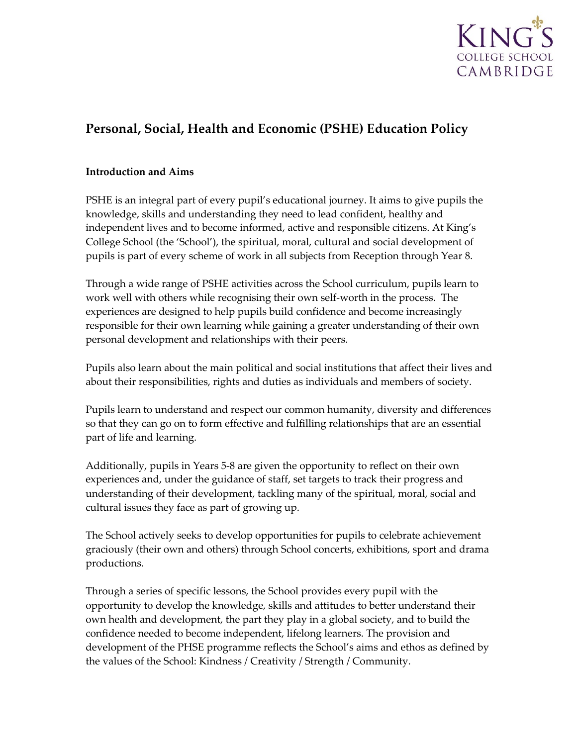# Personal, Social, Health and Economic (PSHE) Education Policy

## Introduction and Aims

PSHE is an integral part of every pupil's educational journey. It aims to give pupils the knowledge, skills and understanding they need to lead confident, healthy and independent lives and to become informed, active and responsible citizens. At King's College School (the 'School'), the spiritual, moral, cultural and social development of pupils is part of every scheme of work in all subjects from Reception through Year 8.

Through a wide range of PSHE activities across the School curriculum, pupils learn to work well with others while recognising their own self-worth in the process. The experiences are designed to help pupils build confidence and become increasingly responsible for their own learning while gaining a greater understanding of their own personal development and relationships with their peers.

Pupils also learn about the main political and social institutions that affect their lives and about their responsibilities, rights and duties as individuals and members of society.

Pupils learn to understand and respect our common humanity, diversity and differences so that they can go on to form effective and fulfilling relationships that are an essential part of life and learning.

Additionally, pupils in Years 5-8 are given the opportunity to reflect on their own experiences and, under the guidance of staff, set targets to track their progress and understanding of their development, tackling many of the spiritual, moral, social and cultural issues they face as part of growing up.

The School actively seeks to develop opportunities for pupils to celebrate achievement graciously (their own and others) through School concerts, exhibitions, sport and drama productions.

Through a series of specific lessons, the School provides every pupil with the opportunity to develop the knowledge, skills and attitudes to better understand their own health and development, the part they play in a global society, and to build the confidence needed to become independent, lifelong learners. The provision and development of the PHSE programme reflects the School's aims and ethos as defined by the values of the School: Kindness / Creativity / Strength / Community.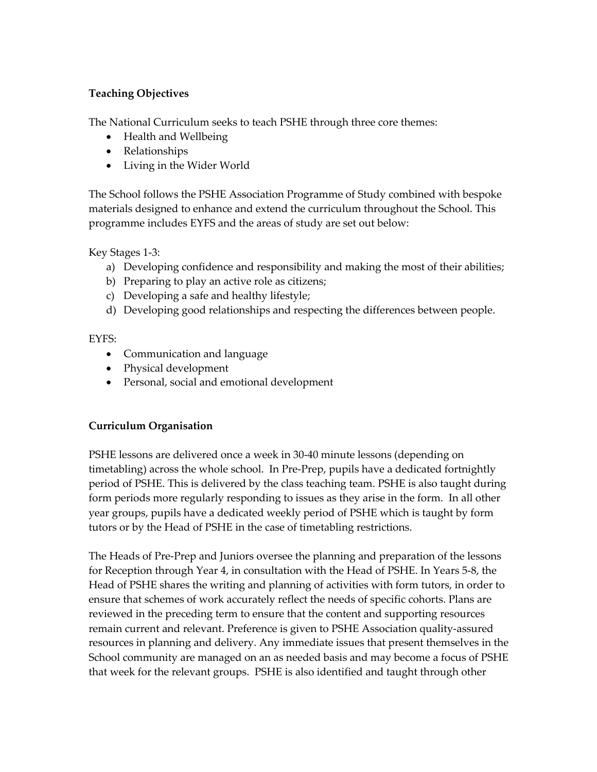**Teaching Objectives**

The National Curriculum seeks to teach PSHE through three core themes:

- Health and Wellbeing
- Relationships
- Living in the Wider World

The School follows the PSHE Association Programme of Study combined with bespoke materials designed to enhance and extend the curriculum throughout the School. This programme includes EYFS and the areas of study are set out below:

Key Stages 1-3:

a) Developing confidence and responsibility and making the most of their abilities;
b) Preparing to play an active role as citizens;
c) Developing a safe and healthy lifestyle;
d) Developing good relationships and respecting the differences between people.

EYFS:

- Communication and language
- Physical development
- Personal, social and emotional development

**Curriculum Organisation**

PSHE lessons are delivered once a week in 30-40 minute lessons (depending on timetabling) across the whole school. In Pre-Prep, pupils have a dedicated fortnightly period of PSHE. This is delivered by the class teaching team. PSHE is also taught during form periods more regularly responding to issues as they arise in the form. In all other year groups, pupils have a dedicated weekly period of PSHE which is taught by form tutors or by the Head of PSHE in the case of timetabling restrictions.

The Heads of Pre-Prep and Juniors oversee the planning and preparation of the lessons for Reception through Year 4, in consultation with the Head of PSHE. In Years 5-8, the Head of PSHE shares the writing and planning of activities with form tutors, in order to ensure that schemes of work accurately reflect the needs of specific cohorts. Plans are reviewed in the preceding term to ensure that the content and supporting resources remain current and relevant. Preference is given to PSHE Association quality-assured resources in planning and delivery. Any immediate issues that present themselves in the School community are managed on an as needed basis and may become a focus of PSHE that week for the relevant groups. PSHE is also identified and taught through other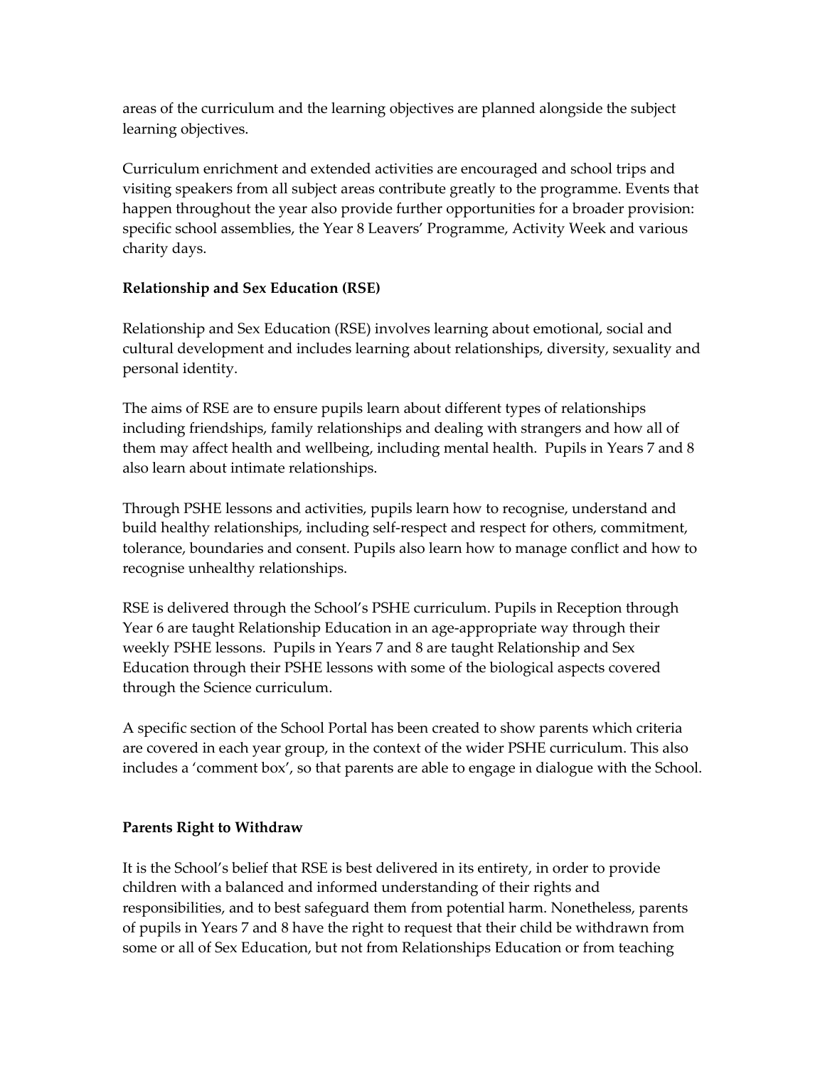areas of the curriculum and the learning objectives are planned alongside the subject learning objectives.

Curriculum enrichment and extended activities are encouraged and school trips and visiting speakers from all subject areas contribute greatly to the programme. Events that happen throughout the year also provide further opportunities for a broader provision: specific school assemblies, the Year 8 Leavers' Programme, Activity Week and various charity days.

**Relationship and Sex Education (RSE)**

Relationship and Sex Education (RSE) involves learning about emotional, social and cultural development and includes learning about relationships, diversity, sexuality and personal identity.

The aims of RSE are to ensure pupils learn about different types of relationships including friendships, family relationships and dealing with strangers and how all of them may affect health and wellbeing, including mental health. Pupils in Years 7 and 8 also learn about intimate relationships.

Through PSHE lessons and activities, pupils learn how to recognise, understand and build healthy relationships, including self-respect and respect for others, commitment, tolerance, boundaries and consent. Pupils also learn how to manage conflict and how to recognise unhealthy relationships.

RSE is delivered through the School's PSHE curriculum. Pupils in Reception through Year 6 are taught Relationship Education in an age-appropriate way through their weekly PSHE lessons. Pupils in Years 7 and 8 are taught Relationship and Sex Education through their PSHE lessons with some of the biological aspects covered through the Science curriculum.

A specific section of the School Portal has been created to show parents which criteria are covered in each year group, in the context of the wider PSHE curriculum. This also includes a 'comment box', so that parents are able to engage in dialogue with the School.

**Parents Right to Withdraw**

It is the School's belief that RSE is best delivered in its entirety, in order to provide children with a balanced and informed understanding of their rights and responsibilities, and to best safeguard them from potential harm. Nonetheless, parents of pupils in Years 7 and 8 have the right to request that their child be withdrawn from some or all of Sex Education, but not from Relationships Education or from teaching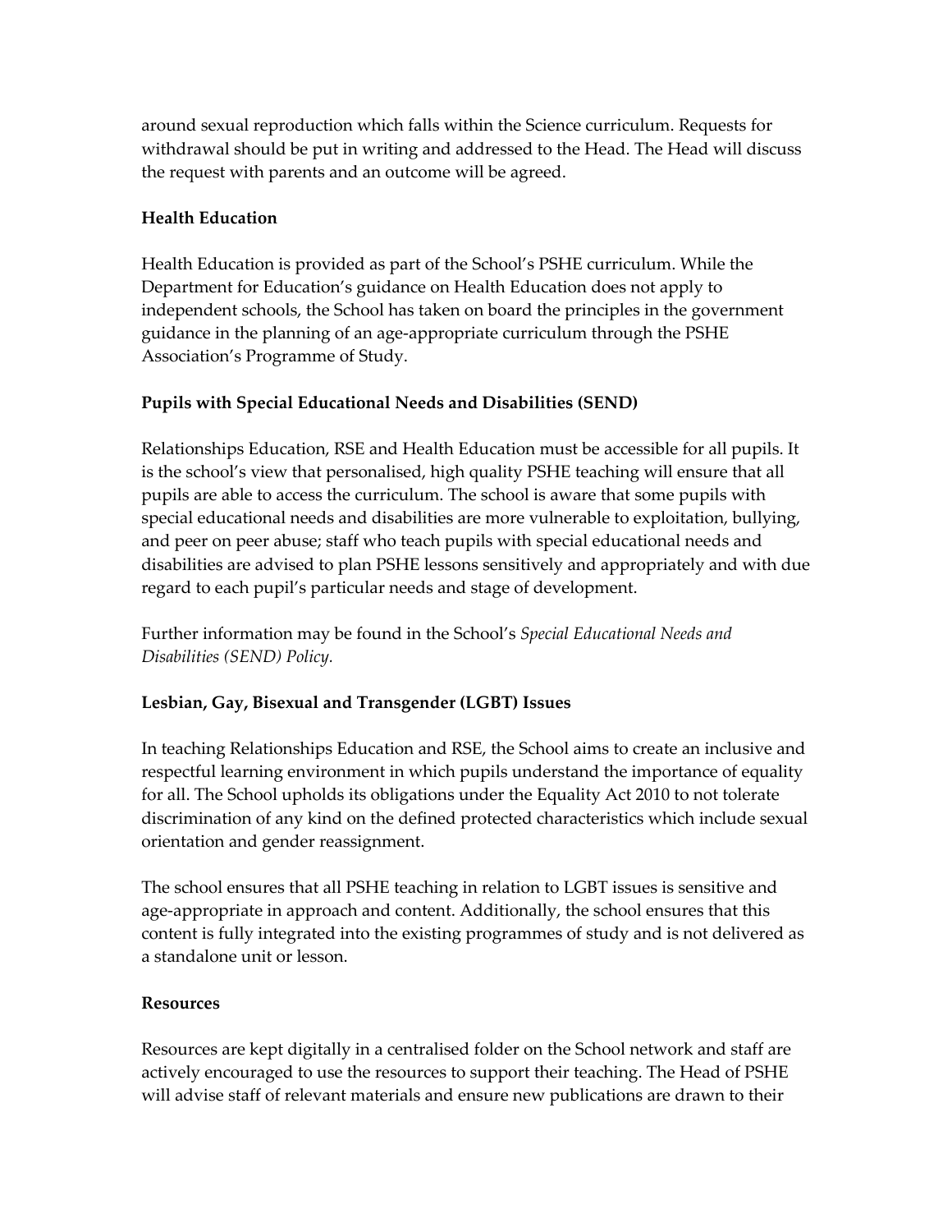around sexual reproduction which falls within the Science curriculum. Requests for withdrawal should be put in writing and addressed to the Head. The Head will discuss the request with parents and an outcome will be agreed.

**Health Education**

Health Education is provided as part of the School's PSHE curriculum. While the Department for Education's guidance on Health Education does not apply to independent schools, the School has taken on board the principles in the government guidance in the planning of an age-appropriate curriculum through the PSHE Association's Programme of Study.

**Pupils with Special Educational Needs and Disabilities (SEND)**

Relationships Education, RSE and Health Education must be accessible for all pupils. It is the school's view that personalised, high quality PSHE teaching will ensure that all pupils are able to access the curriculum. The school is aware that some pupils with special educational needs and disabilities are more vulnerable to exploitation, bullying, and peer on peer abuse; staff who teach pupils with special educational needs and disabilities are advised to plan PSHE lessons sensitively and appropriately and with due regard to each pupil's particular needs and stage of development.

Further information may be found in the School's *Special Educational Needs and Disabilities (SEND) Policy.*

**Lesbian, Gay, Bisexual and Transgender (LGBT) Issues**

In teaching Relationships Education and RSE, the School aims to create an inclusive and respectful learning environment in which pupils understand the importance of equality for all. The School upholds its obligations under the Equality Act 2010 to not tolerate discrimination of any kind on the defined protected characteristics which include sexual orientation and gender reassignment.

The school ensures that all PSHE teaching in relation to LGBT issues is sensitive and age-appropriate in approach and content. Additionally, the school ensures that this content is fully integrated into the existing programmes of study and is not delivered as a standalone unit or lesson.

**Resources**

Resources are kept digitally in a centralised folder on the School network and staff are actively encouraged to use the resources to support their teaching. The Head of PSHE will advise staff of relevant materials and ensure new publications are drawn to their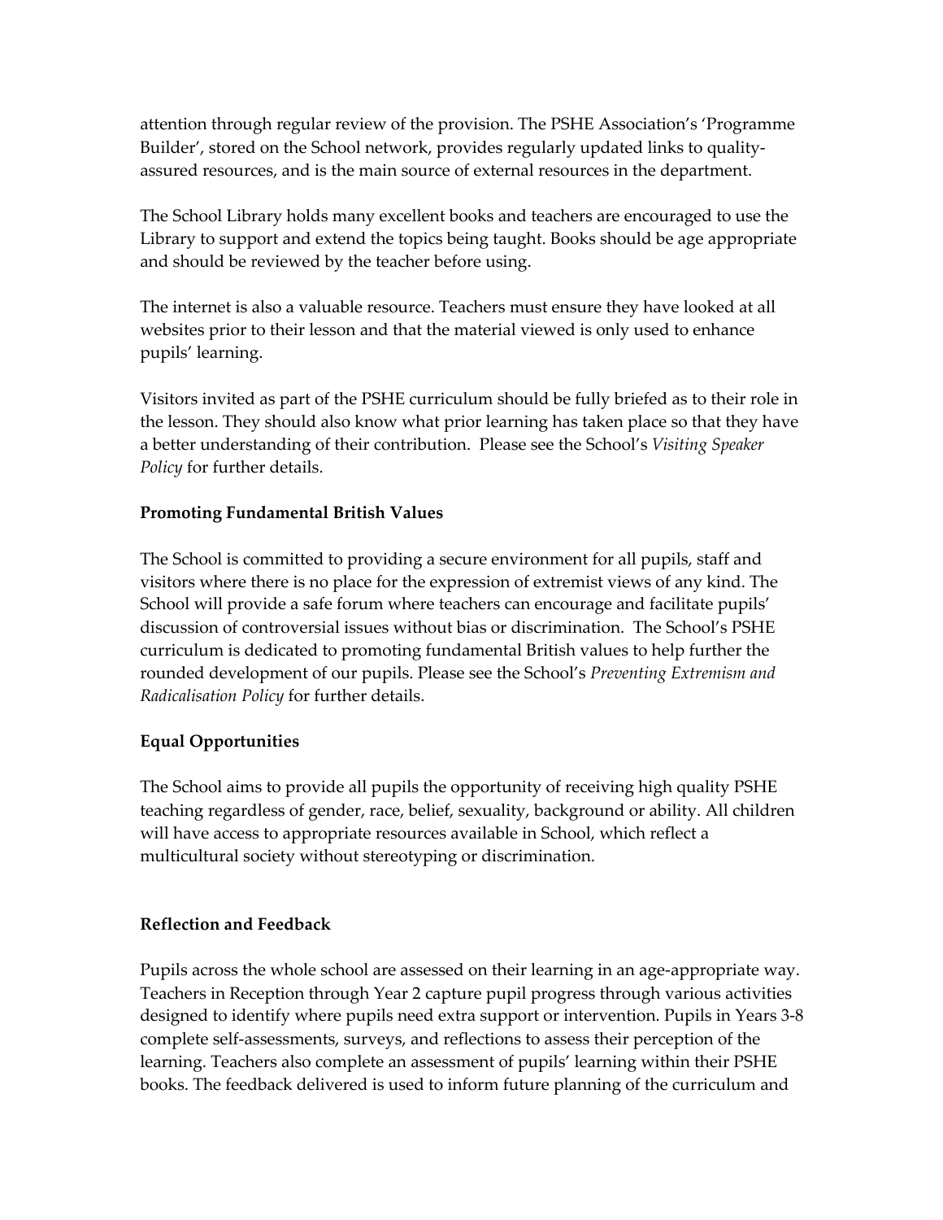attention through regular review of the provision. The PSHE Association's 'Programme Builder', stored on the School network, provides regularly updated links to quality-assured resources, and is the main source of external resources in the department.

The School Library holds many excellent books and teachers are encouraged to use the Library to support and extend the topics being taught. Books should be age appropriate and should be reviewed by the teacher before using.

The internet is also a valuable resource. Teachers must ensure they have looked at all websites prior to their lesson and that the material viewed is only used to enhance pupils' learning.

Visitors invited as part of the PSHE curriculum should be fully briefed as to their role in the lesson. They should also know what prior learning has taken place so that they have a better understanding of their contribution. Please see the School's *Visiting Speaker Policy* for further details.

**Promoting Fundamental British Values**

The School is committed to providing a secure environment for all pupils, staff and visitors where there is no place for the expression of extremist views of any kind. The School will provide a safe forum where teachers can encourage and facilitate pupils' discussion of controversial issues without bias or discrimination. The School's PSHE curriculum is dedicated to promoting fundamental British values to help further the rounded development of our pupils. Please see the School's *Preventing Extremism and Radicalisation Policy* for further details.

**Equal Opportunities**

The School aims to provide all pupils the opportunity of receiving high quality PSHE teaching regardless of gender, race, belief, sexuality, background or ability. All children will have access to appropriate resources available in School, which reflect a multicultural society without stereotyping or discrimination.

**Reflection and Feedback**

Pupils across the whole school are assessed on their learning in an age-appropriate way. Teachers in Reception through Year 2 capture pupil progress through various activities designed to identify where pupils need extra support or intervention. Pupils in Years 3-8 complete self-assessments, surveys, and reflections to assess their perception of the learning. Teachers also complete an assessment of pupils' learning within their PSHE books. The feedback delivered is used to inform future planning of the curriculum and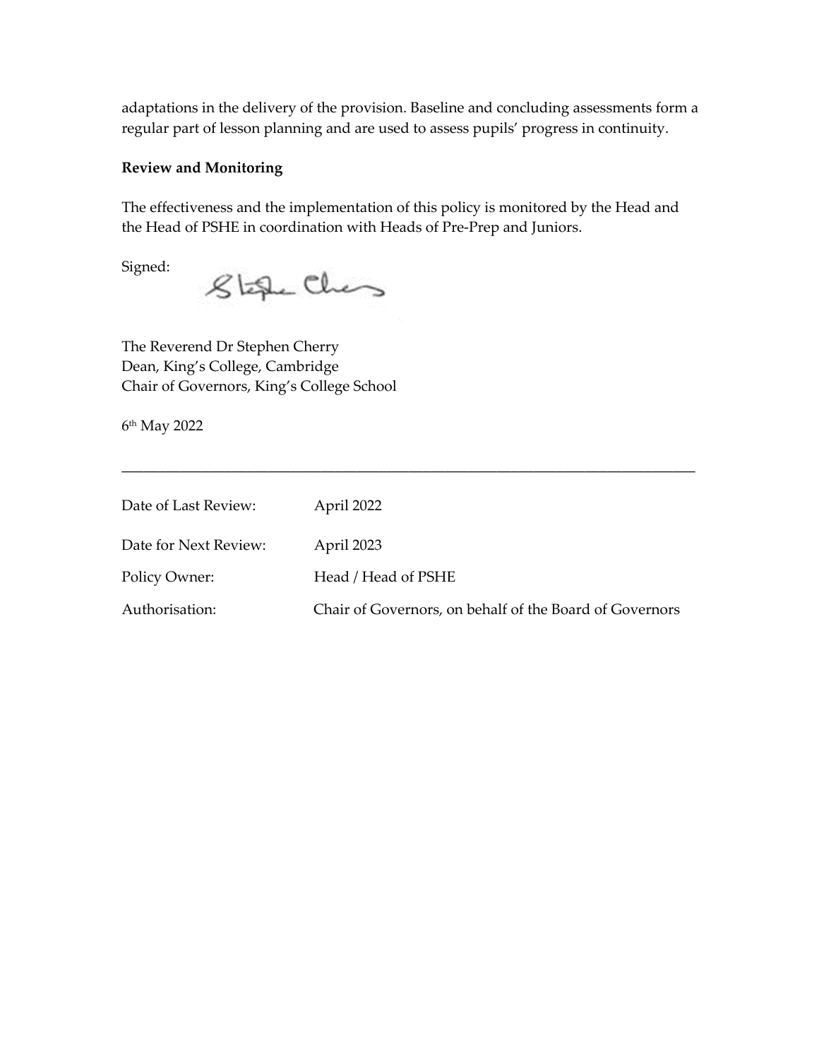adaptations in the delivery of the provision. Baseline and concluding assessments form a regular part of lesson planning and are used to assess pupils' progress in continuity.

**Review and Monitoring**

The effectiveness and the implementation of this policy is monitored by the Head and the Head of PSHE in coordination with Heads of Pre-Prep and Juniors.

Signed:

The Reverend Dr Stephen Cherry
Dean, King's College, Cambridge
Chair of Governors, King's College School

6th May 2022

---

| | |
|---|---|
| Date of Last Review: | April 2022 |
| Date for Next Review: | April 2023 |
| Policy Owner: | Head / Head of PSHE |
| Authorisation: | Chair of Governors, on behalf of the Board of Governors |